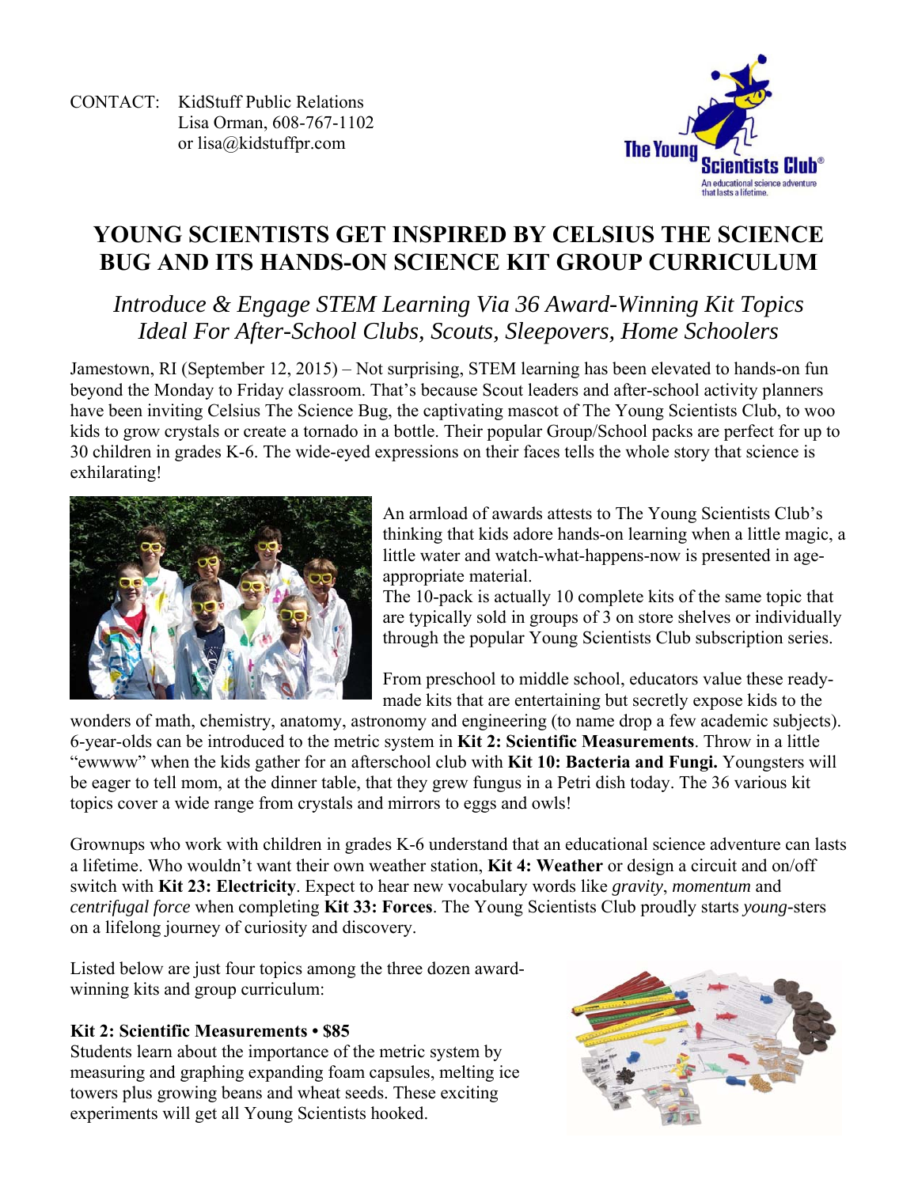CONTACT: KidStuff Public Relations
Lisa Orman, 608-767-1102
or lisa@kidstuffpr.com

# YOUNG SCIENTISTS GET INSPIRED BY CELSIUS THE SCIENCE BUG AND ITS HANDS-ON SCIENCE KIT GROUP CURRICULUM

*Introduce & Engage STEM Learning Via 36 Award-Winning Kit Topics Ideal For After-School Clubs, Scouts, Sleepovers, Home Schoolers*

Jamestown, RI (September 12, 2015) – Not surprising, STEM learning has been elevated to hands-on fun beyond the Monday to Friday classroom. That's because Scout leaders and after-school activity planners have been inviting Celsius The Science Bug, the captivating mascot of The Young Scientists Club, to woo kids to grow crystals or create a tornado in a bottle. Their popular Group/School packs are perfect for up to 30 children in grades K-6. The wide-eyed expressions on their faces tells the whole story that science is exhilarating!

An armload of awards attests to The Young Scientists Club's thinking that kids adore hands-on learning when a little magic, a little water and watch-what-happens-now is presented in age-appropriate material.
The 10-pack is actually 10 complete kits of the same topic that are typically sold in groups of 3 on store shelves or individually through the popular Young Scientists Club subscription series.

From preschool to middle school, educators value these ready-made kits that are entertaining but secretly expose kids to the wonders of math, chemistry, anatomy, astronomy and engineering (to name drop a few academic subjects). 6-year-olds can be introduced to the metric system in **Kit 2: Scientific Measurements**. Throw in a little "ewwww" when the kids gather for an afterschool club with **Kit 10: Bacteria and Fungi.** Youngsters will be eager to tell mom, at the dinner table, that they grew fungus in a Petri dish today. The 36 various kit topics cover a wide range from crystals and mirrors to eggs and owls!

Grownups who work with children in grades K-6 understand that an educational science adventure can lasts a lifetime. Who wouldn't want their own weather station, **Kit 4: Weather** or design a circuit and on/off switch with **Kit 23: Electricity**. Expect to hear new vocabulary words like *gravity*, *momentum* and *centrifugal force* when completing **Kit 33: Forces**. The Young Scientists Club proudly starts *young*-sters on a lifelong journey of curiosity and discovery.

Listed below are just four topics among the three dozen award-winning kits and group curriculum:

**Kit 2: Scientific Measurements • $85**
Students learn about the importance of the metric system by measuring and graphing expanding foam capsules, melting ice towers plus growing beans and wheat seeds. These exciting experiments will get all Young Scientists hooked.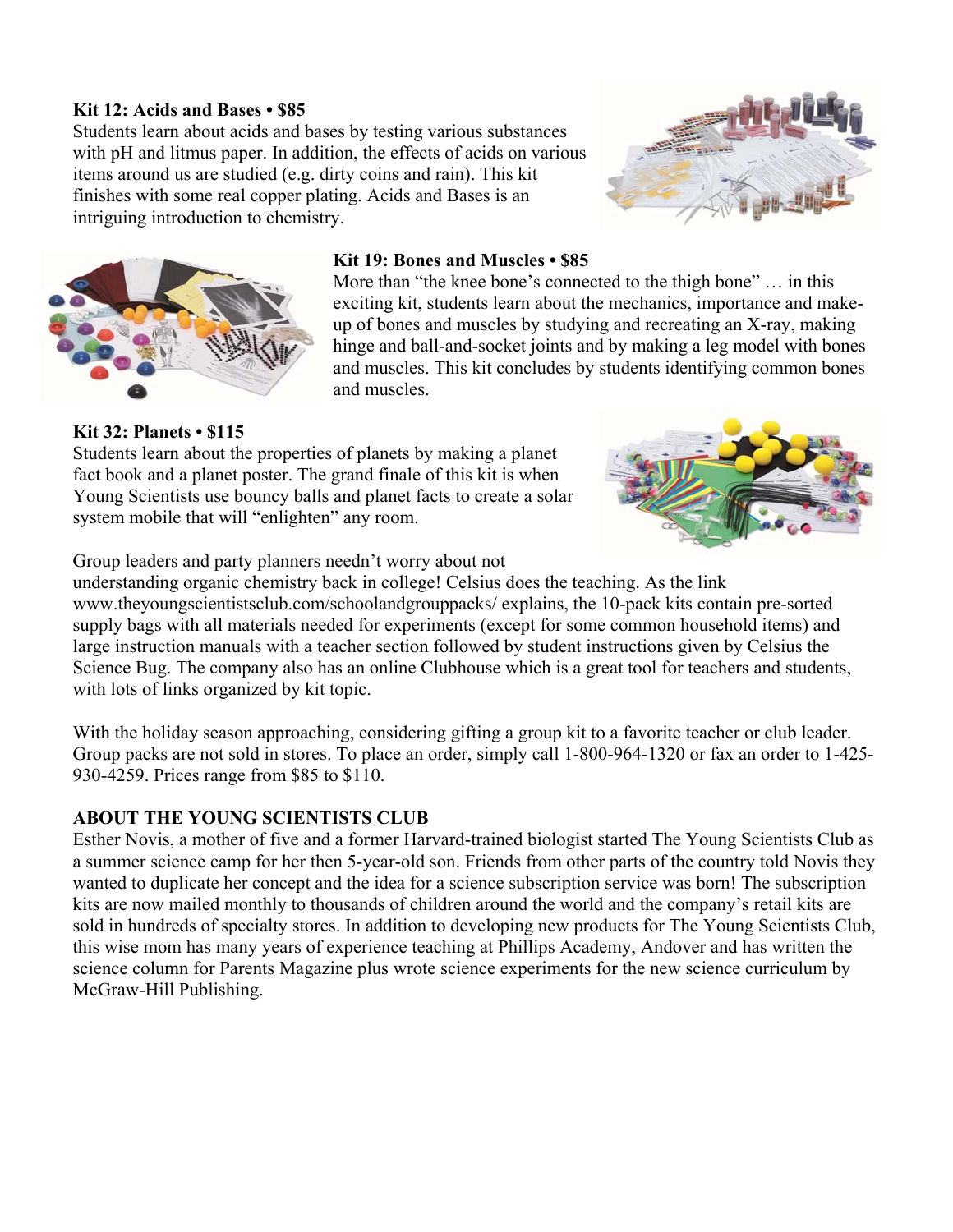**Kit 12: Acids and Bases • $85**
Students learn about acids and bases by testing various substances with pH and litmus paper. In addition, the effects of acids on various items around us are studied (e.g. dirty coins and rain). This kit finishes with some real copper plating. Acids and Bases is an intriguing introduction to chemistry.

**Kit 19: Bones and Muscles • $85**
More than "the knee bone's connected to the thigh bone" … in this exciting kit, students learn about the mechanics, importance and make-up of bones and muscles by studying and recreating an X-ray, making hinge and ball-and-socket joints and by making a leg model with bones and muscles. This kit concludes by students identifying common bones and muscles.

**Kit 32: Planets • $115**
Students learn about the properties of planets by making a planet fact book and a planet poster. The grand finale of this kit is when Young Scientists use bouncy balls and planet facts to create a solar system mobile that will "enlighten" any room.

Group leaders and party planners needn't worry about not understanding organic chemistry back in college! Celsius does the teaching. As the link www.theyoungscientistsclub.com/schoolandgrouppacks/ explains, the 10-pack kits contain pre-sorted supply bags with all materials needed for experiments (except for some common household items) and large instruction manuals with a teacher section followed by student instructions given by Celsius the Science Bug. The company also has an online Clubhouse which is a great tool for teachers and students, with lots of links organized by kit topic.

With the holiday season approaching, considering gifting a group kit to a favorite teacher or club leader. Group packs are not sold in stores. To place an order, simply call 1-800-964-1320 or fax an order to 1-425-930-4259. Prices range from $85 to $110.

**ABOUT THE YOUNG SCIENTISTS CLUB**

Esther Novis, a mother of five and a former Harvard-trained biologist started The Young Scientists Club as a summer science camp for her then 5-year-old son. Friends from other parts of the country told Novis they wanted to duplicate her concept and the idea for a science subscription service was born! The subscription kits are now mailed monthly to thousands of children around the world and the company's retail kits are sold in hundreds of specialty stores. In addition to developing new products for The Young Scientists Club, this wise mom has many years of experience teaching at Phillips Academy, Andover and has written the science column for Parents Magazine plus wrote science experiments for the new science curriculum by McGraw-Hill Publishing.